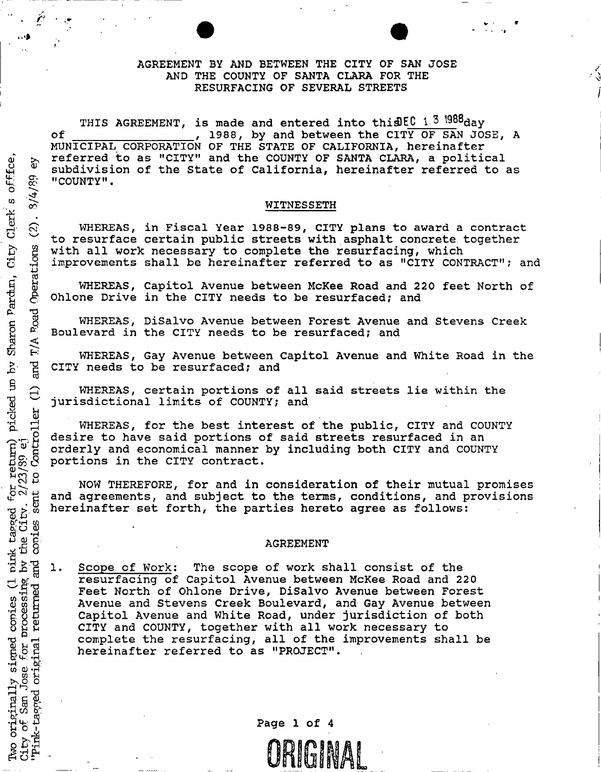# AGREEMENT BY AND BETWEEN THE CITY OF SAN JOSE AND THE COUNTY OF SANTA CLARA FOR THE RESURFACING OF SEVERAL STREETS

THIS AGREEMENT, is made and entered into this DEC 13 1988 day of ________________, 1988, by and between the CITY OF SAN JOSE, A MUNICIPAL CORPORATION OF THE STATE OF CALIFORNIA, hereinafter referred to as "CITY" and the COUNTY OF SANTA CLARA, a political subdivision of the State of California, hereinafter referred to as "COUNTY".

Two originally signed copies (1 pink tagged for return) picked up by Sharon Pardun, City Clerk's office, City of San Jose for processing by the City. 2/23/89 ej
"Pink-tagged original returned and copies sent to Controller (1) and T/A Road Operations (2). 3/4/89 ey

## WITNESSETH

WHEREAS, in Fiscal Year 1988-89, CITY plans to award a contract to resurface certain public streets with asphalt concrete together with all work necessary to complete the resurfacing, which improvements shall be hereinafter referred to as "CITY CONTRACT"; and

WHEREAS, Capitol Avenue between McKee Road and 220 feet North of Ohlone Drive in the CITY needs to be resurfaced; and

WHEREAS, DiSalvo Avenue between Forest Avenue and Stevens Creek Boulevard in the CITY needs to be resurfaced; and

WHEREAS, Gay Avenue between Capitol Avenue and White Road in the CITY needs to be resurfaced; and

WHEREAS, certain portions of all said streets lie within the jurisdictional limits of COUNTY; and

WHEREAS, for the best interest of the public, CITY and COUNTY desire to have said portions of said streets resurfaced in an orderly and economical manner by including both CITY and COUNTY portions in the CITY contract.

NOW THEREFORE, for and in consideration of their mutual promises and agreements, and subject to the terms, conditions, and provisions hereinafter set forth, the parties hereto agree as follows:

## AGREEMENT

1. Scope of Work: The scope of work shall consist of the resurfacing of Capitol Avenue between McKee Road and 220 Feet North of Ohlone Drive, DiSalvo Avenue between Forest Avenue and Stevens Creek Boulevard, and Gay Avenue between Capitol Avenue and White Road, under jurisdiction of both CITY and COUNTY, together with all work necessary to complete the resurfacing, all of the improvements shall be hereinafter referred to as "PROJECT".

ORIGINAL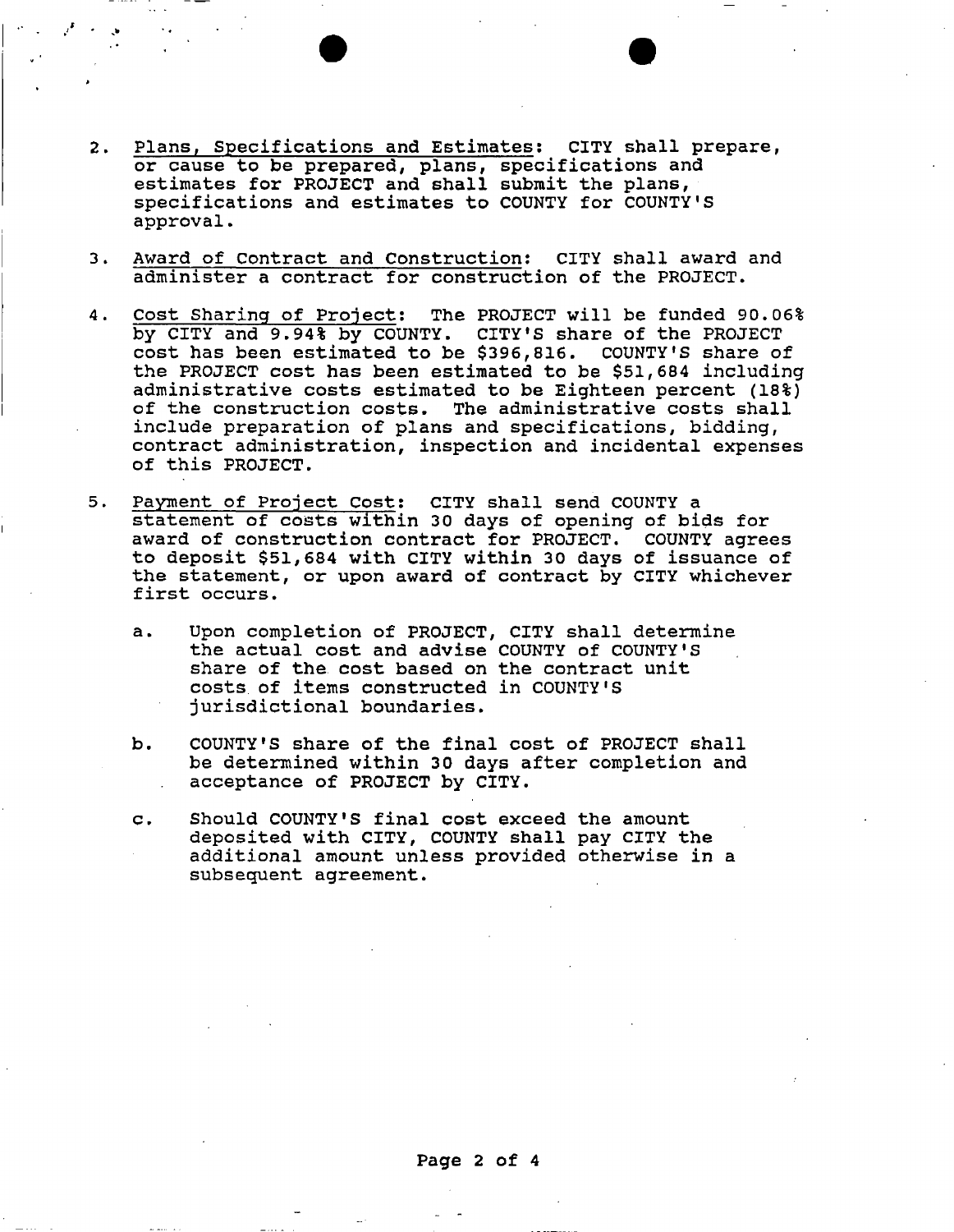2. Plans, Specifications and Estimates: CITY shall prepare, or cause to be prepared, plans, specifications and estimates for PROJECT and shall submit the plans, specifications and estimates to COUNTY for COUNTY'S approval.

3. Award of Contract and Construction: CITY shall award and administer a contract for construction of the PROJECT.

4. Cost Sharing of Project: The PROJECT will be funded 90.06% by CITY and 9.94% by COUNTY. CITY'S share of the PROJECT cost has been estimated to be $396,816. COUNTY'S share of the PROJECT cost has been estimated to be $51,684 including administrative costs estimated to be Eighteen percent (18%) of the construction costs. The administrative costs shall include preparation of plans and specifications, bidding, contract administration, inspection and incidental expenses of this PROJECT.

5. Payment of Project Cost: CITY shall send COUNTY a statement of costs within 30 days of opening of bids for award of construction contract for PROJECT. COUNTY agrees to deposit $51,684 with CITY within 30 days of issuance of the statement, or upon award of contract by CITY whichever first occurs.

   a. Upon completion of PROJECT, CITY shall determine the actual cost and advise COUNTY of COUNTY'S share of the cost based on the contract unit costs of items constructed in COUNTY'S jurisdictional boundaries.

   b. COUNTY'S share of the final cost of PROJECT shall be determined within 30 days after completion and acceptance of PROJECT by CITY.

   c. Should COUNTY'S final cost exceed the amount deposited with CITY, COUNTY shall pay CITY the additional amount unless provided otherwise in a subsequent agreement.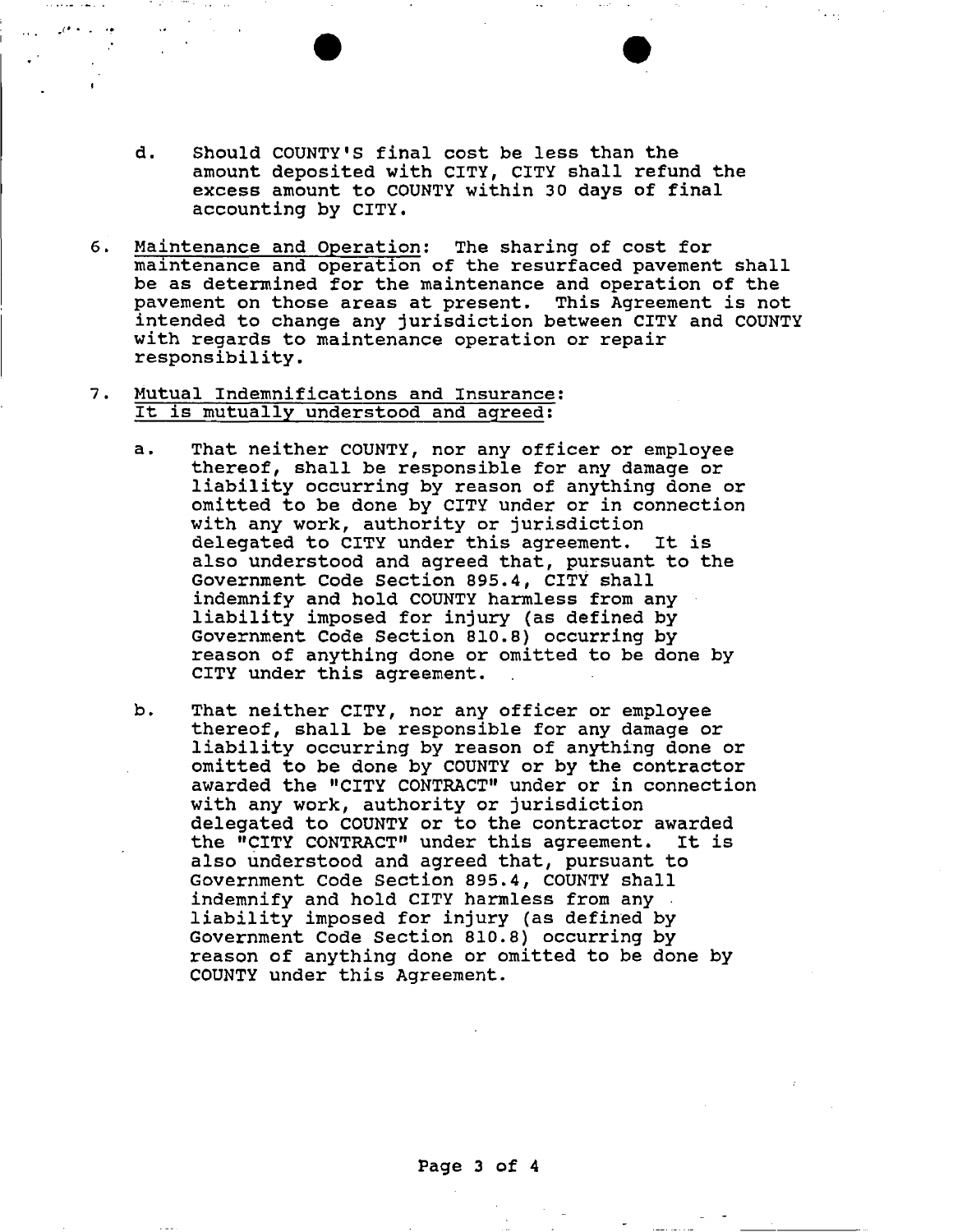d. Should COUNTY'S final cost be less than the amount deposited with CITY, CITY shall refund the excess amount to COUNTY within 30 days of final accounting by CITY.

6. <u>Maintenance and Operation</u>: The sharing of cost for maintenance and operation of the resurfaced pavement shall be as determined for the maintenance and operation of the pavement on those areas at present. This Agreement is not intended to change any jurisdiction between CITY and COUNTY with regards to maintenance operation or repair responsibility.

7. <u>Mutual Indemnifications and Insurance:</u>
   <u>It is mutually understood and agreed</u>:

   a. That neither COUNTY, nor any officer or employee thereof, shall be responsible for any damage or liability occurring by reason of anything done or omitted to be done by CITY under or in connection with any work, authority or jurisdiction delegated to CITY under this agreement. It is also understood and agreed that, pursuant to the Government Code Section 895.4, CITY shall indemnify and hold COUNTY harmless from any liability imposed for injury (as defined by Government Code Section 810.8) occurring by reason of anything done or omitted to be done by CITY under this agreement.

   b. That neither CITY, nor any officer or employee thereof, shall be responsible for any damage or liability occurring by reason of anything done or omitted to be done by COUNTY or by the contractor awarded the "CITY CONTRACT" under or in connection with any work, authority or jurisdiction delegated to COUNTY or to the contractor awarded the "CITY CONTRACT" under this agreement. It is also understood and agreed that, pursuant to Government Code Section 895.4, COUNTY shall indemnify and hold CITY harmless from any liability imposed for injury (as defined by Government Code Section 810.8) occurring by reason of anything done or omitted to be done by COUNTY under this Agreement.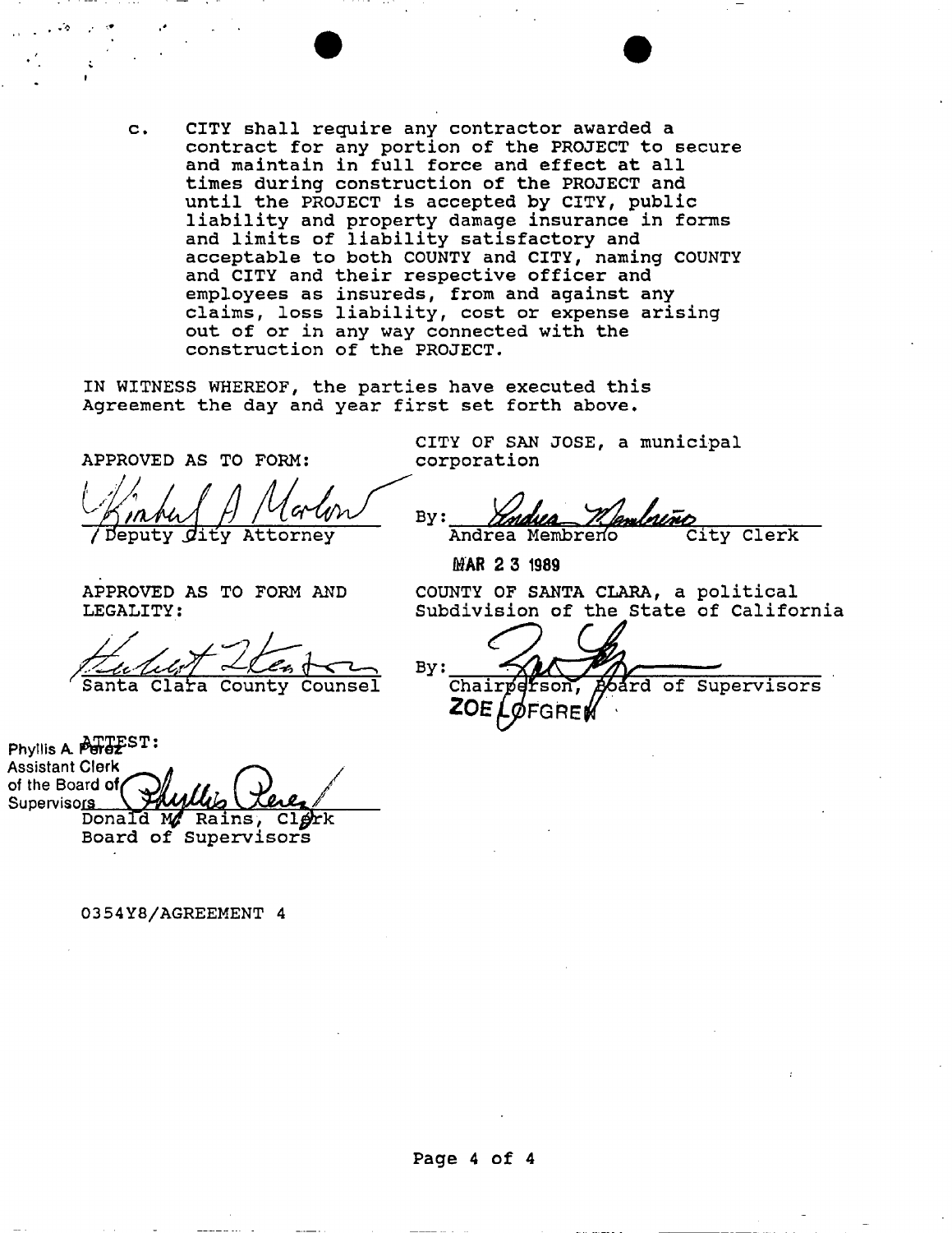c. CITY shall require any contractor awarded a contract for any portion of the PROJECT to secure and maintain in full force and effect at all times during construction of the PROJECT and until the PROJECT is accepted by CITY, public liability and property damage insurance in forms and limits of liability satisfactory and acceptable to both COUNTY and CITY, naming COUNTY and CITY and their respective officer and employees as insureds, from and against any claims, loss liability, cost or expense arising out of or in any way connected with the construction of the PROJECT.

IN WITNESS WHEREOF, the parties have executed this Agreement the day and year first set forth above.

APPROVED AS TO FORM:

Deputy City Attorney

CITY OF SAN JOSE, a municipal corporation

By: Andrea Membreño City Clerk

MAR 23 1989

APPROVED AS TO FORM AND LEGALITY:

Santa Clara County Counsel

COUNTY OF SANTA CLARA, a political Subdivision of the State of California

By: Chairperson, Board of Supervisors
ZOE LOFGREN

ATTEST:

Phyllis A. Perez
Assistant Clerk
of the Board of Supervisors

Donald M. Rains, Clerk
Board of Supervisors

0354Y8/AGREEMENT 4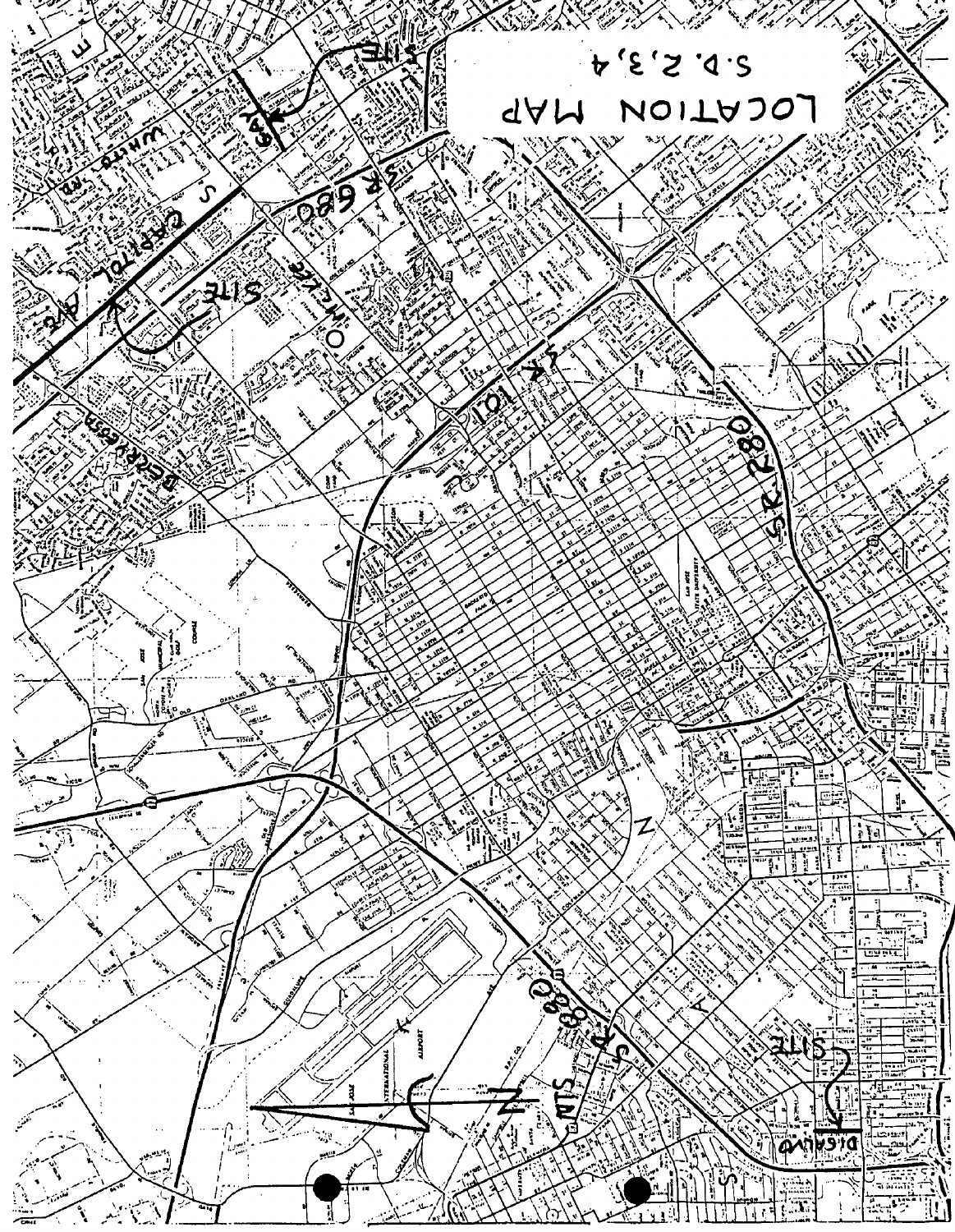# LOCATION MAP

S.D. 2, 3, 4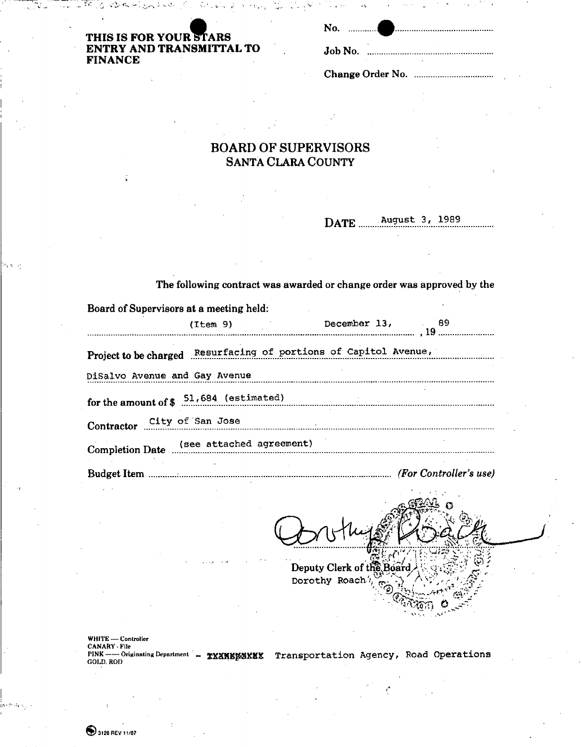**THIS IS FOR YOUR STARS ENTRY AND TRANSMITTAL TO FINANCE**

No. ..................

Job No. ..................

Change Order No. ..................

# BOARD OF SUPERVISORS
## SANTA CLARA COUNTY

DATE August 3, 1989

The following contract was awarded or change order was approved by the

Board of Supervisors at a meeting held:

(Item 9) December 13, 19 89

Project to be charged Resurfacing of portions of Capitol Avenue, DiSalvo Avenue and Gay Avenue

for the amount of $ 51,684 (estimated)

Contractor City of San Jose

Completion Date (see attached agreement)

Budget Item .................................... *(For Controller's use)*

Dorothy Roach

Deputy Clerk of the Board
Dorothy Roach

WHITE — Controller
CANARY - File
PINK — Originating Department – ~~XXXXXXXXXX~~ Transportation Agency, Road Operations
GOLD. ROD

3128 REV 11/87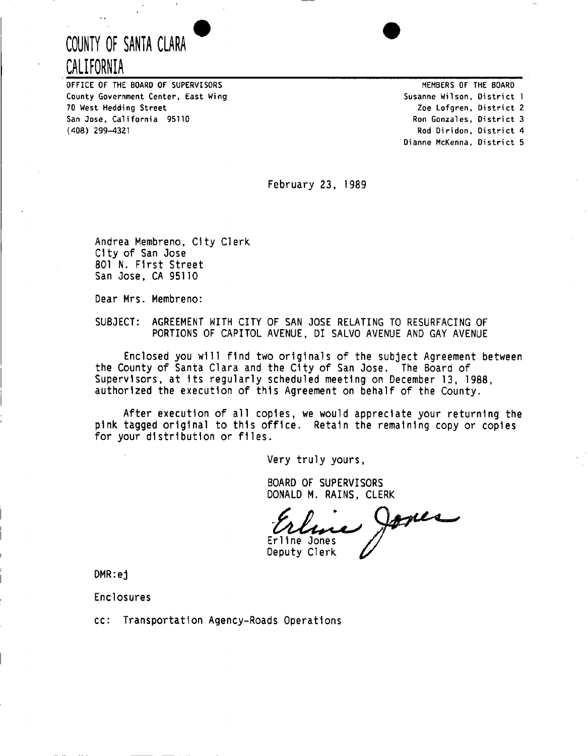# COUNTY OF SANTA CLARA
# CALIFORNIA

OFFICE OF THE BOARD OF SUPERVISORS
County Government Center, East Wing
70 West Hedding Street
San Jose, California 95110
(408) 299-4321

MEMBERS OF THE BOARD
Susanne Wilson, District 1
Zoe Lofgren, District 2
Ron Gonzales, District 3
Rod Diridon, District 4
Dianne McKenna, District 5

February 23, 1989

Andrea Membreno, City Clerk
City of San Jose
801 N. First Street
San Jose, CA 95110

Dear Mrs. Membreno:

SUBJECT: AGREEMENT WITH CITY OF SAN JOSE RELATING TO RESURFACING OF PORTIONS OF CAPITOL AVENUE, DI SALVO AVENUE AND GAY AVENUE

Enclosed you will find two originals of the subject Agreement between the County of Santa Clara and the City of San Jose. The Board of Supervisors, at its regularly scheduled meeting on December 13, 1988, authorized the execution of this Agreement on behalf of the County.

After execution of all copies, we would appreciate your returning the pink tagged original to this office. Retain the remaining copy or copies for your distribution or files.

Very truly yours,

BOARD OF SUPERVISORS
DONALD M. RAINS, CLERK

Erline Jones
Deputy Clerk

DMR:ej

Enclosures

cc: Transportation Agency-Roads Operations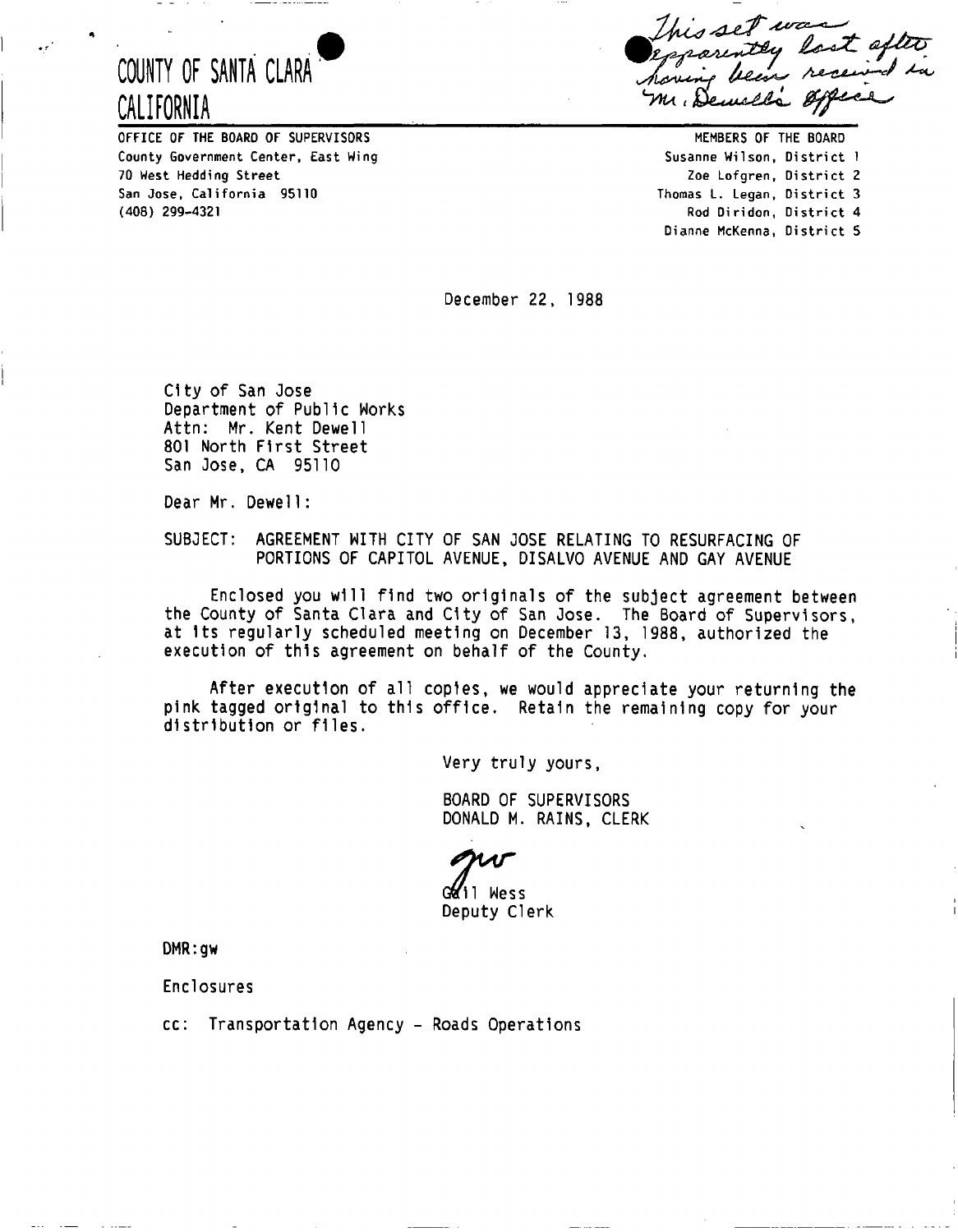# COUNTY OF SANTA CLARA
# CALIFORNIA

*This set was apparently lost after having been received in Mr. Dewell's office*

OFFICE OF THE BOARD OF SUPERVISORS
County Government Center, East Wing
70 West Hedding Street
San Jose, California 95110
(408) 299-4321

MEMBERS OF THE BOARD
Susanne Wilson, District 1
Zoe Lofgren, District 2
Thomas L. Legan, District 3
Rod Diridon, District 4
Dianne McKenna, District 5

December 22, 1988

City of San Jose
Department of Public Works
Attn: Mr. Kent Dewell
801 North First Street
San Jose, CA 95110

Dear Mr. Dewell:

SUBJECT: AGREEMENT WITH CITY OF SAN JOSE RELATING TO RESURFACING OF PORTIONS OF CAPITOL AVENUE, DISALVO AVENUE AND GAY AVENUE

Enclosed you will find two originals of the subject agreement between the County of Santa Clara and City of San Jose. The Board of Supervisors, at its regularly scheduled meeting on December 13, 1988, authorized the execution of this agreement on behalf of the County.

After execution of all copies, we would appreciate your returning the pink tagged original to this office. Retain the remaining copy for your distribution or files.

Very truly yours,

BOARD OF SUPERVISORS
DONALD M. RAINS, CLERK

*gw*

Gail Wess
Deputy Clerk

DMR:gw

Enclosures

cc: Transportation Agency - Roads Operations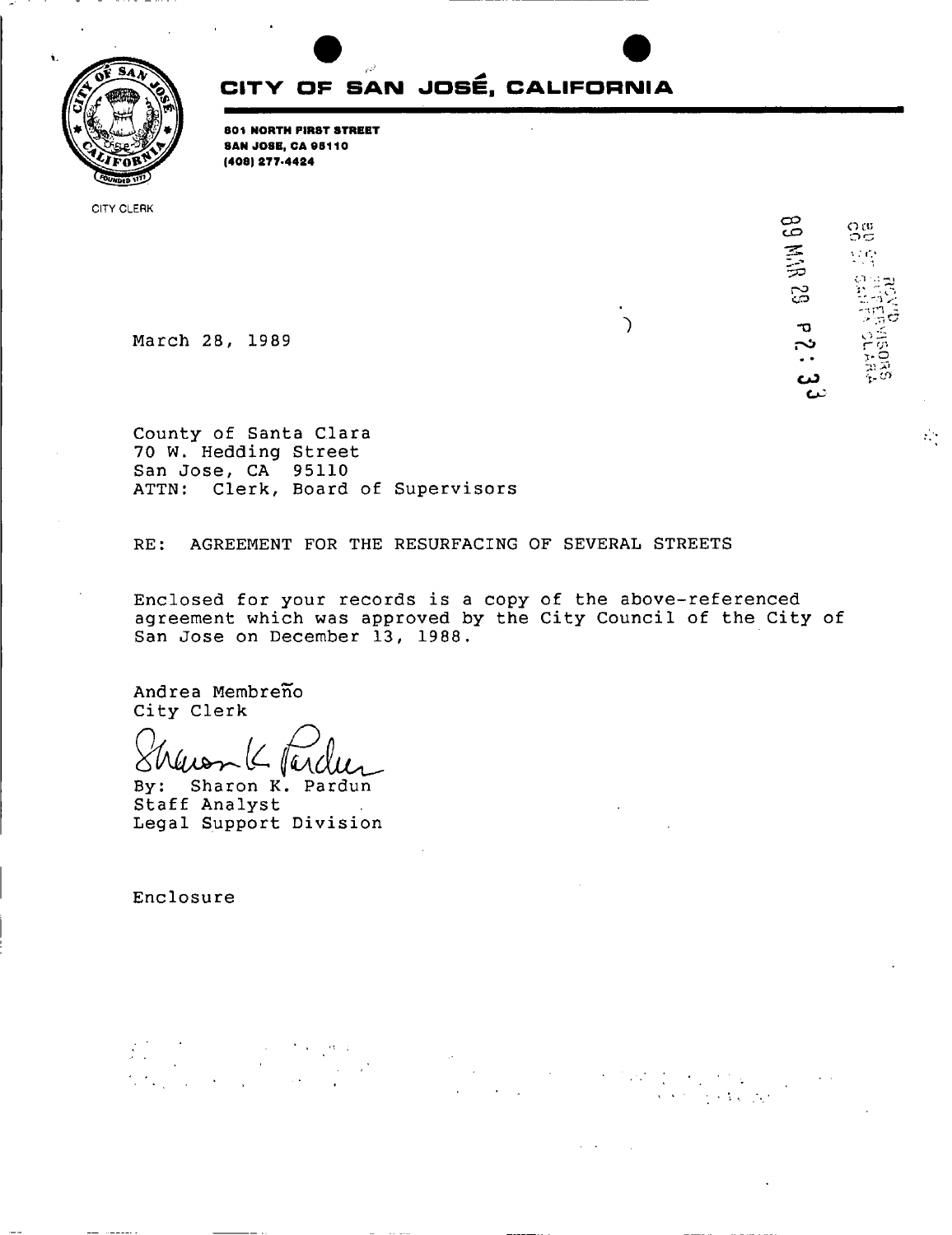# CITY OF SAN JOSÉ, CALIFORNIA

**801 NORTH FIRST STREET**
**SAN JOSE, CA 95110**
**(408) 277-4424**

CITY CLERK

89 MAR 29 P 2:33

RCV'D
BOARD OF SUPERVISORS
SANTA CLARA

March 28, 1989

County of Santa Clara
70 W. Hedding Street
San Jose, CA 95110
ATTN: Clerk, Board of Supervisors

RE: AGREEMENT FOR THE RESURFACING OF SEVERAL STREETS

Enclosed for your records is a copy of the above-referenced agreement which was approved by the City Council of the City of San Jose on December 13, 1988.

Andrea Membreño
City Clerk

By: Sharon K. Pardun
Staff Analyst
Legal Support Division

Enclosure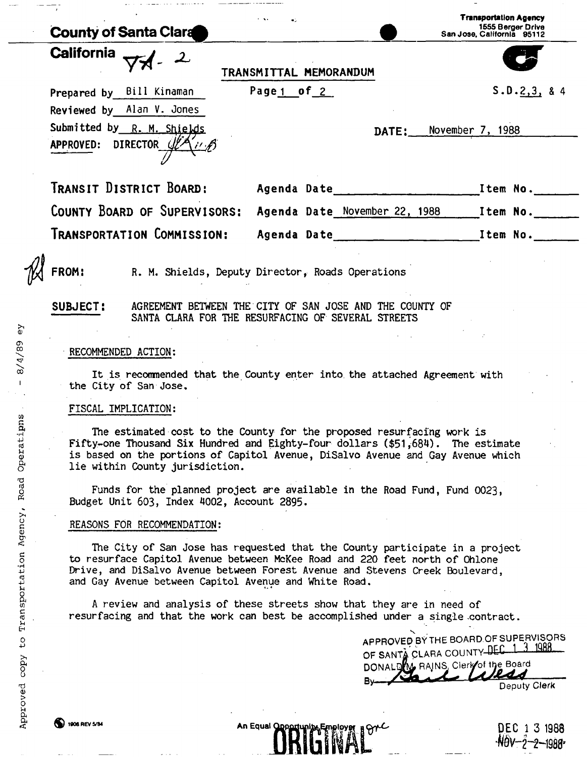**County of Santa Clara**
**California** TA-2

**Transportation Agency**
1555 Berger Drive
San Jose, California 95112

TRANSMITTAL MEMORANDUM

Prepared by Bill Kinaman
Reviewed by Alan V. Jones
Submitted by R. M. Shields
APPROVED: DIRECTOR

Page 1 of 2

S.D. 2,3, & 4

DATE: November 7, 1988

| | | |
|---|---|---|
| **TRANSIT DISTRICT BOARD:** | Agenda Date ____________ | Item No. ____ |
| **COUNTY BOARD OF SUPERVISORS:** | Agenda Date November 22, 1988 | Item No. ____ |
| **TRANSPORTATION COMMISSION:** | Agenda Date ____________ | Item No. ____ |

**FROM:** R. M. Shields, Deputy Director, Roads Operations

**SUBJECT:** AGREEMENT BETWEEN THE CITY OF SAN JOSE AND THE COUNTY OF SANTA CLARA FOR THE RESURFACING OF SEVERAL STREETS

RECOMMENDED ACTION:

It is recommended that the County enter into the attached Agreement with the City of San Jose.

FISCAL IMPLICATION:

The estimated cost to the County for the proposed resurfacing work is Fifty-one Thousand Six Hundred and Eighty-four dollars ($51,684). The estimate is based on the portions of Capitol Avenue, DiSalvo Avenue and Gay Avenue which lie within County jurisdiction.

Funds for the planned project are available in the Road Fund, Fund 0023, Budget Unit 603, Index 4002, Account 2895.

REASONS FOR RECOMMENDATION:

The City of San Jose has requested that the County participate in a project to resurface Capitol Avenue between McKee Road and 220 feet north of Ohlone Drive, and DiSalvo Avenue between Forest Avenue and Stevens Creek Boulevard, and Gay Avenue between Capitol Avenue and White Road.

A review and analysis of these streets show that they are in need of resurfacing and that the work can best be accomplished under a single contract.

APPROVED BY THE BOARD OF SUPERVISORS OF SANTA CLARA COUNTY DEC 13 1988
DONALD M. RAINS, Clerk of the Board
By ____________ Deputy Clerk

Approved copy to Transportation Agency, Road Operations - 8/4/89 ey

An Equal Opportunity Employer

ORIGINAL

DEC 13 1988
NOV 22 1988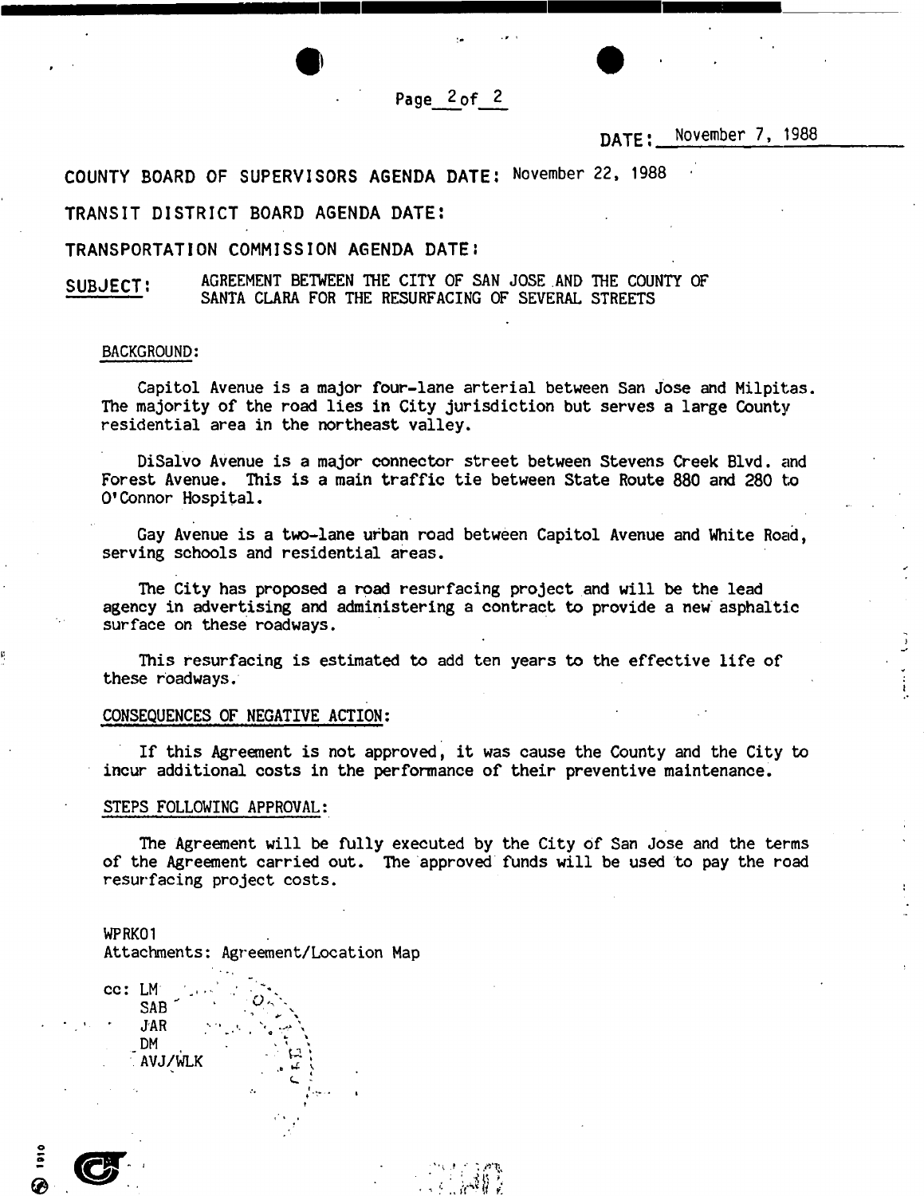DATE: November 7, 1988

COUNTY BOARD OF SUPERVISORS AGENDA DATE: November 22, 1988

TRANSIT DISTRICT BOARD AGENDA DATE:

TRANSPORTATION COMMISSION AGENDA DATE:

SUBJECT: AGREEMENT BETWEEN THE CITY OF SAN JOSE AND THE COUNTY OF SANTA CLARA FOR THE RESURFACING OF SEVERAL STREETS

BACKGROUND:

Capitol Avenue is a major four-lane arterial between San Jose and Milpitas. The majority of the road lies in City jurisdiction but serves a large County residential area in the northeast valley.

DiSalvo Avenue is a major connector street between Stevens Creek Blvd. and Forest Avenue. This is a main traffic tie between State Route 880 and 280 to O'Connor Hospital.

Gay Avenue is a two-lane urban road between Capitol Avenue and White Road, serving schools and residential areas.

The City has proposed a road resurfacing project and will be the lead agency in advertising and administering a contract to provide a new asphaltic surface on these roadways.

This resurfacing is estimated to add ten years to the effective life of these roadways.

CONSEQUENCES OF NEGATIVE ACTION:

If this Agreement is not approved, it was cause the County and the City to incur additional costs in the performance of their preventive maintenance.

STEPS FOLLOWING APPROVAL:

The Agreement will be fully executed by the City of San Jose and the terms of the Agreement carried out. The approved funds will be used to pay the road resurfacing project costs.

WPRK01
Attachments: Agreement/Location Map

cc: LM
SAB
JAR
DM
AVJ/WLK